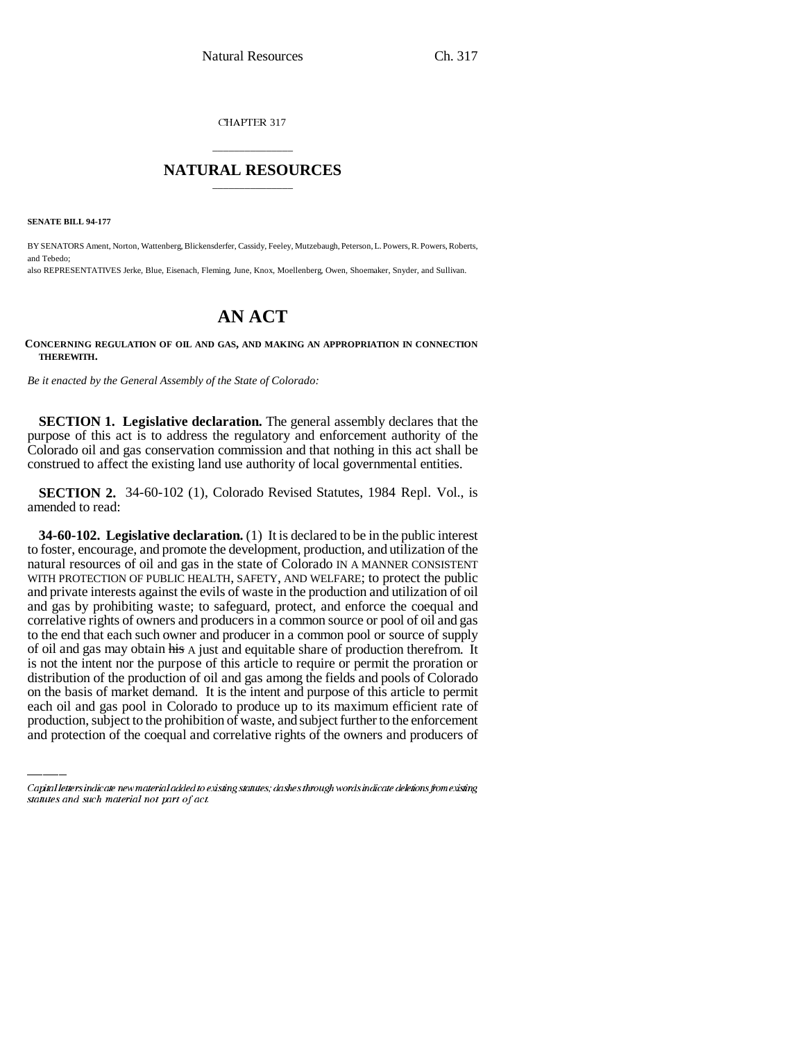CHAPTER 317

## NATURAL RESOURCES

**SENATE BILL 94-177**

BY SENATORS Ament, Norton, Wattenberg, Blickensderfer, Cassidy, Feeley, Mutzebaugh, Peterson, L. Powers, R. Powers, Roberts, and Tebedo;

also REPRESENTATIVES Jerke, Blue, Eisenach, Fleming, June, Knox, Moellenberg, Owen, Shoemaker, Snyder, and Sullivan.

# AN ACT

**CONCERNING REGULATION OF OIL AND GAS, AND MAKING AN APPROPRIATION IN CONNECTION THEREWITH.**

*Be it enacted by the General Assembly of the State of Colorado:*

**SECTION 1. Legislative declaration.** The general assembly declares that the purpose of this act is to address the regulatory and enforcement authority of the Colorado oil and gas conservation commission and that nothing in this act shall be construed to affect the existing land use authority of local governmental entities.

**SECTION 2.** 34-60-102 (1), Colorado Revised Statutes, 1984 Repl. Vol., is amended to read:

**34-60-102. Legislative declaration.** (1) It is declared to be in the public interest to foster, encourage, and promote the development, production, and utilization of the natural resources of oil and gas in the state of Colorado IN A MANNER CONSISTENT WITH PROTECTION OF PUBLIC HEALTH, SAFETY, AND WELFARE; to protect the public and private interests against the evils of waste in the production and utilization of oil and gas by prohibiting waste; to safeguard, protect, and enforce the coequal and correlative rights of owners and producers in a common source or pool of oil and gas to the end that each such owner and producer in a common pool or source of supply of oil and gas may obtain ~~his~~ A just and equitable share of production therefrom. It is not the intent nor the purpose of this article to require or permit the proration or distribution of the production of oil and gas among the fields and pools of Colorado on the basis of market demand. It is the intent and purpose of this article to permit each oil and gas pool in Colorado to produce up to its maximum efficient rate of production, subject to the prohibition of waste, and subject further to the enforcement and protection of the coequal and correlative rights of the owners and producers of

Capital letters indicate new material added to existing statutes; dashes through words indicate deletions from existing statutes and such material not part of act.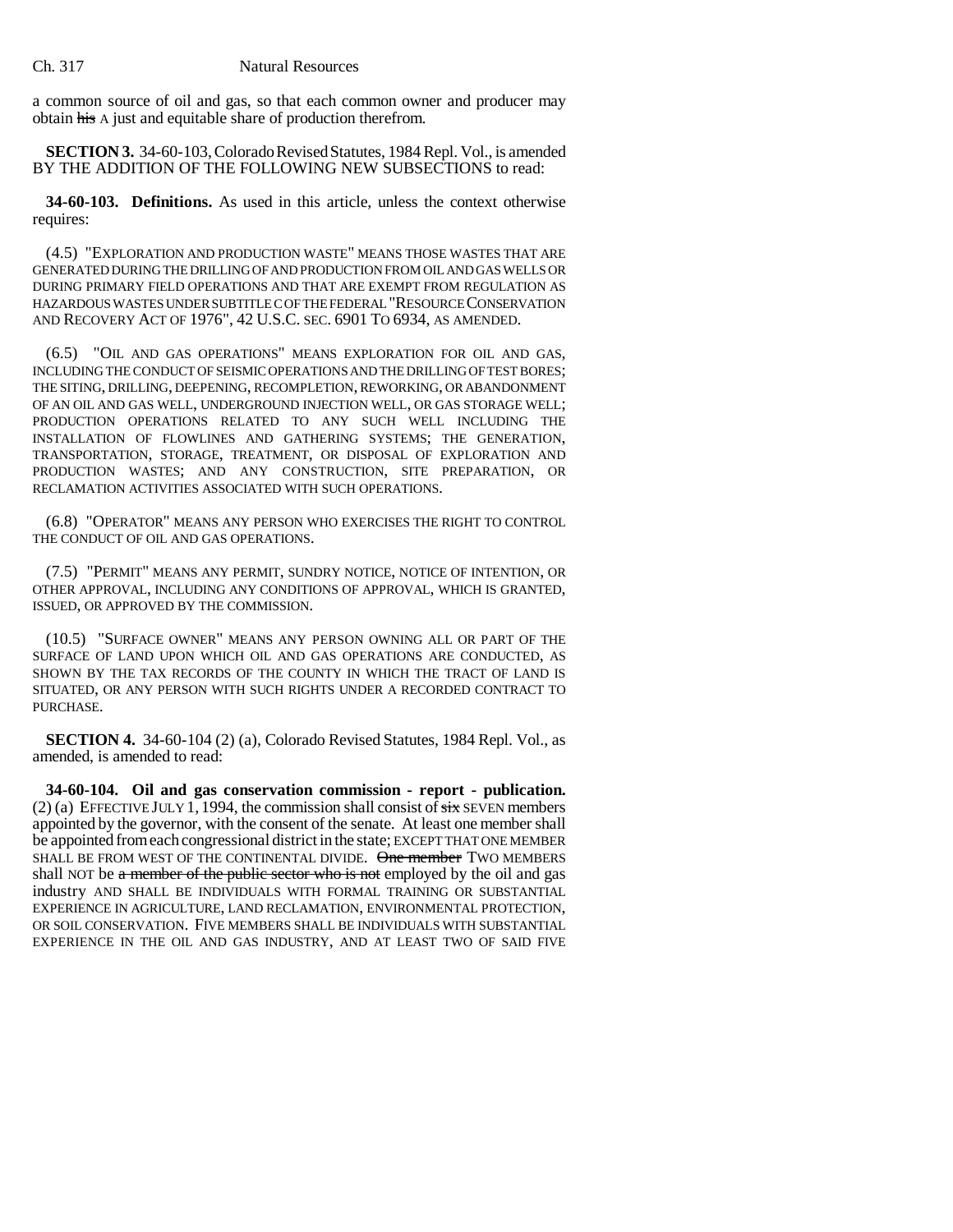a common source of oil and gas, so that each common owner and producer may obtain ~~his~~ A just and equitable share of production therefrom.

**SECTION 3.** 34-60-103, Colorado Revised Statutes, 1984 Repl. Vol., is amended BY THE ADDITION OF THE FOLLOWING NEW SUBSECTIONS to read:

**34-60-103. Definitions.** As used in this article, unless the context otherwise requires:

(4.5) "EXPLORATION AND PRODUCTION WASTE" MEANS THOSE WASTES THAT ARE GENERATED DURING THE DRILLING OF AND PRODUCTION FROM OIL AND GAS WELLS OR DURING PRIMARY FIELD OPERATIONS AND THAT ARE EXEMPT FROM REGULATION AS HAZARDOUS WASTES UNDER SUBTITLE C OF THE FEDERAL "RESOURCE CONSERVATION AND RECOVERY ACT OF 1976", 42 U.S.C. SEC. 6901 TO 6934, AS AMENDED.

(6.5) "OIL AND GAS OPERATIONS" MEANS EXPLORATION FOR OIL AND GAS, INCLUDING THE CONDUCT OF SEISMIC OPERATIONS AND THE DRILLING OF TEST BORES; THE SITING, DRILLING, DEEPENING, RECOMPLETION, REWORKING, OR ABANDONMENT OF AN OIL AND GAS WELL, UNDERGROUND INJECTION WELL, OR GAS STORAGE WELL; PRODUCTION OPERATIONS RELATED TO ANY SUCH WELL INCLUDING THE INSTALLATION OF FLOWLINES AND GATHERING SYSTEMS; THE GENERATION, TRANSPORTATION, STORAGE, TREATMENT, OR DISPOSAL OF EXPLORATION AND PRODUCTION WASTES; AND ANY CONSTRUCTION, SITE PREPARATION, OR RECLAMATION ACTIVITIES ASSOCIATED WITH SUCH OPERATIONS.

(6.8) "OPERATOR" MEANS ANY PERSON WHO EXERCISES THE RIGHT TO CONTROL THE CONDUCT OF OIL AND GAS OPERATIONS.

(7.5) "PERMIT" MEANS ANY PERMIT, SUNDRY NOTICE, NOTICE OF INTENTION, OR OTHER APPROVAL, INCLUDING ANY CONDITIONS OF APPROVAL, WHICH IS GRANTED, ISSUED, OR APPROVED BY THE COMMISSION.

(10.5) "SURFACE OWNER" MEANS ANY PERSON OWNING ALL OR PART OF THE SURFACE OF LAND UPON WHICH OIL AND GAS OPERATIONS ARE CONDUCTED, AS SHOWN BY THE TAX RECORDS OF THE COUNTY IN WHICH THE TRACT OF LAND IS SITUATED, OR ANY PERSON WITH SUCH RIGHTS UNDER A RECORDED CONTRACT TO PURCHASE.

**SECTION 4.** 34-60-104 (2) (a), Colorado Revised Statutes, 1984 Repl. Vol., as amended, is amended to read:

**34-60-104. Oil and gas conservation commission - report - publication.** (2) (a) EFFECTIVE JULY 1, 1994, the commission shall consist of ~~six~~ SEVEN members appointed by the governor, with the consent of the senate. At least one member shall be appointed from each congressional district in the state; EXCEPT THAT ONE MEMBER SHALL BE FROM WEST OF THE CONTINENTAL DIVIDE. ~~One member~~ TWO MEMBERS shall NOT be ~~a member of the public sector who is not~~ employed by the oil and gas industry AND SHALL BE INDIVIDUALS WITH FORMAL TRAINING OR SUBSTANTIAL EXPERIENCE IN AGRICULTURE, LAND RECLAMATION, ENVIRONMENTAL PROTECTION, OR SOIL CONSERVATION. FIVE MEMBERS SHALL BE INDIVIDUALS WITH SUBSTANTIAL EXPERIENCE IN THE OIL AND GAS INDUSTRY, AND AT LEAST TWO OF SAID FIVE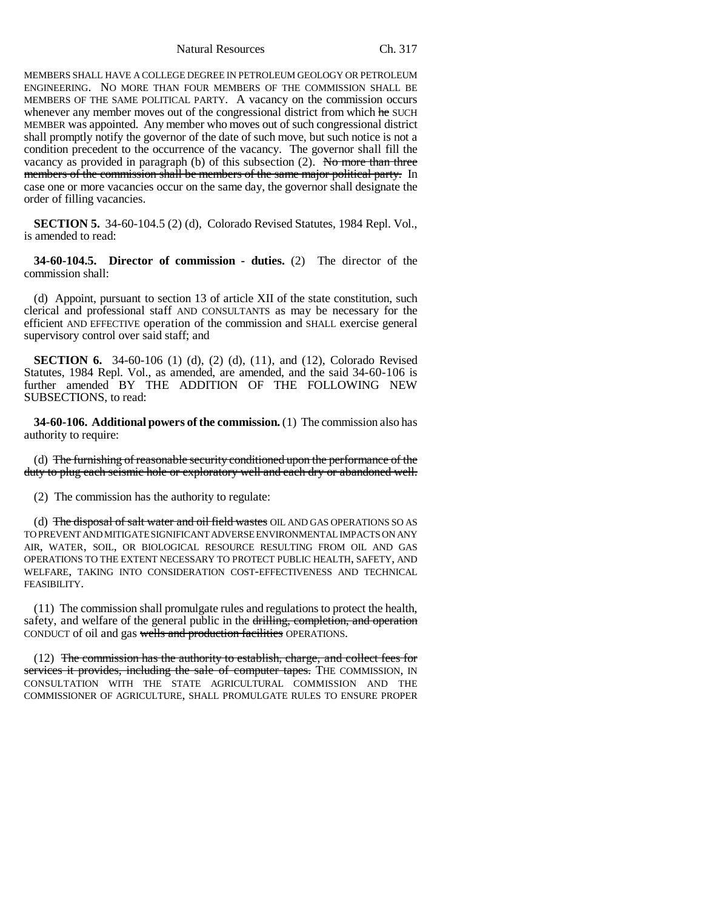MEMBERS SHALL HAVE A COLLEGE DEGREE IN PETROLEUM GEOLOGY OR PETROLEUM ENGINEERING. NO MORE THAN FOUR MEMBERS OF THE COMMISSION SHALL BE MEMBERS OF THE SAME POLITICAL PARTY. A vacancy on the commission occurs whenever any member moves out of the congressional district from which ~~he~~ SUCH MEMBER was appointed. Any member who moves out of such congressional district shall promptly notify the governor of the date of such move, but such notice is not a condition precedent to the occurrence of the vacancy. The governor shall fill the vacancy as provided in paragraph (b) of this subsection (2). ~~No more than three members of the commission shall be members of the same major political party.~~ In case one or more vacancies occur on the same day, the governor shall designate the order of filling vacancies.

**SECTION 5.** 34-60-104.5 (2) (d), Colorado Revised Statutes, 1984 Repl. Vol., is amended to read:

**34-60-104.5. Director of commission - duties.** (2) The director of the commission shall:

(d) Appoint, pursuant to section 13 of article XII of the state constitution, such clerical and professional staff AND CONSULTANTS as may be necessary for the efficient AND EFFECTIVE operation of the commission and SHALL exercise general supervisory control over said staff; and

**SECTION 6.** 34-60-106 (1) (d), (2) (d), (11), and (12), Colorado Revised Statutes, 1984 Repl. Vol., as amended, are amended, and the said 34-60-106 is further amended BY THE ADDITION OF THE FOLLOWING NEW SUBSECTIONS, to read:

**34-60-106. Additional powers of the commission.** (1) The commission also has authority to require:

(d) ~~The furnishing of reasonable security conditioned upon the performance of the duty to plug each seismic hole or exploratory well and each dry or abandoned well.~~

(2) The commission has the authority to regulate:

(d) ~~The disposal of salt water and oil field wastes~~ OIL AND GAS OPERATIONS SO AS TO PREVENT AND MITIGATE SIGNIFICANT ADVERSE ENVIRONMENTAL IMPACTS ON ANY AIR, WATER, SOIL, OR BIOLOGICAL RESOURCE RESULTING FROM OIL AND GAS OPERATIONS TO THE EXTENT NECESSARY TO PROTECT PUBLIC HEALTH, SAFETY, AND WELFARE, TAKING INTO CONSIDERATION COST-EFFECTIVENESS AND TECHNICAL FEASIBILITY.

(11) The commission shall promulgate rules and regulations to protect the health, safety, and welfare of the general public in the ~~drilling, completion, and operation~~ CONDUCT of oil and gas ~~wells and production facilities~~ OPERATIONS.

(12) ~~The commission has the authority to establish, charge, and collect fees for services it provides, including the sale of computer tapes.~~ THE COMMISSION, IN CONSULTATION WITH THE STATE AGRICULTURAL COMMISSION AND THE COMMISSIONER OF AGRICULTURE, SHALL PROMULGATE RULES TO ENSURE PROPER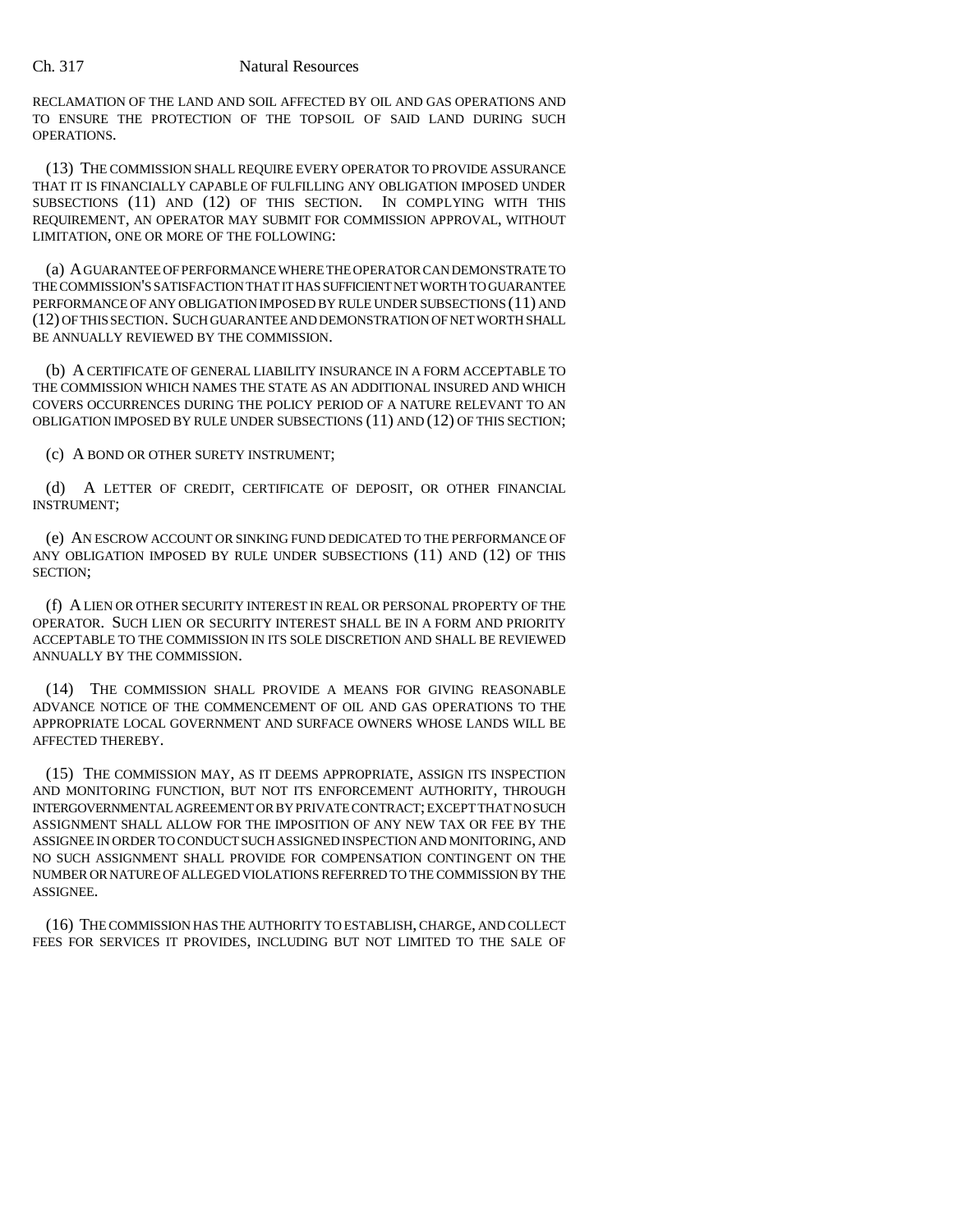RECLAMATION OF THE LAND AND SOIL AFFECTED BY OIL AND GAS OPERATIONS AND TO ENSURE THE PROTECTION OF THE TOPSOIL OF SAID LAND DURING SUCH OPERATIONS.

(13) THE COMMISSION SHALL REQUIRE EVERY OPERATOR TO PROVIDE ASSURANCE THAT IT IS FINANCIALLY CAPABLE OF FULFILLING ANY OBLIGATION IMPOSED UNDER SUBSECTIONS (11) AND (12) OF THIS SECTION. IN COMPLYING WITH THIS REQUIREMENT, AN OPERATOR MAY SUBMIT FOR COMMISSION APPROVAL, WITHOUT LIMITATION, ONE OR MORE OF THE FOLLOWING:

(a) A GUARANTEE OF PERFORMANCE WHERE THE OPERATOR CAN DEMONSTRATE TO THE COMMISSION'S SATISFACTION THAT IT HAS SUFFICIENT NET WORTH TO GUARANTEE PERFORMANCE OF ANY OBLIGATION IMPOSED BY RULE UNDER SUBSECTIONS (11) AND (12) OF THIS SECTION. SUCH GUARANTEE AND DEMONSTRATION OF NET WORTH SHALL BE ANNUALLY REVIEWED BY THE COMMISSION.

(b) A CERTIFICATE OF GENERAL LIABILITY INSURANCE IN A FORM ACCEPTABLE TO THE COMMISSION WHICH NAMES THE STATE AS AN ADDITIONAL INSURED AND WHICH COVERS OCCURRENCES DURING THE POLICY PERIOD OF A NATURE RELEVANT TO AN OBLIGATION IMPOSED BY RULE UNDER SUBSECTIONS (11) AND (12) OF THIS SECTION;

(c) A BOND OR OTHER SURETY INSTRUMENT;

(d) A LETTER OF CREDIT, CERTIFICATE OF DEPOSIT, OR OTHER FINANCIAL INSTRUMENT;

(e) AN ESCROW ACCOUNT OR SINKING FUND DEDICATED TO THE PERFORMANCE OF ANY OBLIGATION IMPOSED BY RULE UNDER SUBSECTIONS (11) AND (12) OF THIS SECTION;

(f) A LIEN OR OTHER SECURITY INTEREST IN REAL OR PERSONAL PROPERTY OF THE OPERATOR. SUCH LIEN OR SECURITY INTEREST SHALL BE IN A FORM AND PRIORITY ACCEPTABLE TO THE COMMISSION IN ITS SOLE DISCRETION AND SHALL BE REVIEWED ANNUALLY BY THE COMMISSION.

(14) THE COMMISSION SHALL PROVIDE A MEANS FOR GIVING REASONABLE ADVANCE NOTICE OF THE COMMENCEMENT OF OIL AND GAS OPERATIONS TO THE APPROPRIATE LOCAL GOVERNMENT AND SURFACE OWNERS WHOSE LANDS WILL BE AFFECTED THEREBY.

(15) THE COMMISSION MAY, AS IT DEEMS APPROPRIATE, ASSIGN ITS INSPECTION AND MONITORING FUNCTION, BUT NOT ITS ENFORCEMENT AUTHORITY, THROUGH INTERGOVERNMENTAL AGREEMENT OR BY PRIVATE CONTRACT; EXCEPT THAT NO SUCH ASSIGNMENT SHALL ALLOW FOR THE IMPOSITION OF ANY NEW TAX OR FEE BY THE ASSIGNEE IN ORDER TO CONDUCT SUCH ASSIGNED INSPECTION AND MONITORING, AND NO SUCH ASSIGNMENT SHALL PROVIDE FOR COMPENSATION CONTINGENT ON THE NUMBER OR NATURE OF ALLEGED VIOLATIONS REFERRED TO THE COMMISSION BY THE ASSIGNEE.

(16) THE COMMISSION HAS THE AUTHORITY TO ESTABLISH, CHARGE, AND COLLECT FEES FOR SERVICES IT PROVIDES, INCLUDING BUT NOT LIMITED TO THE SALE OF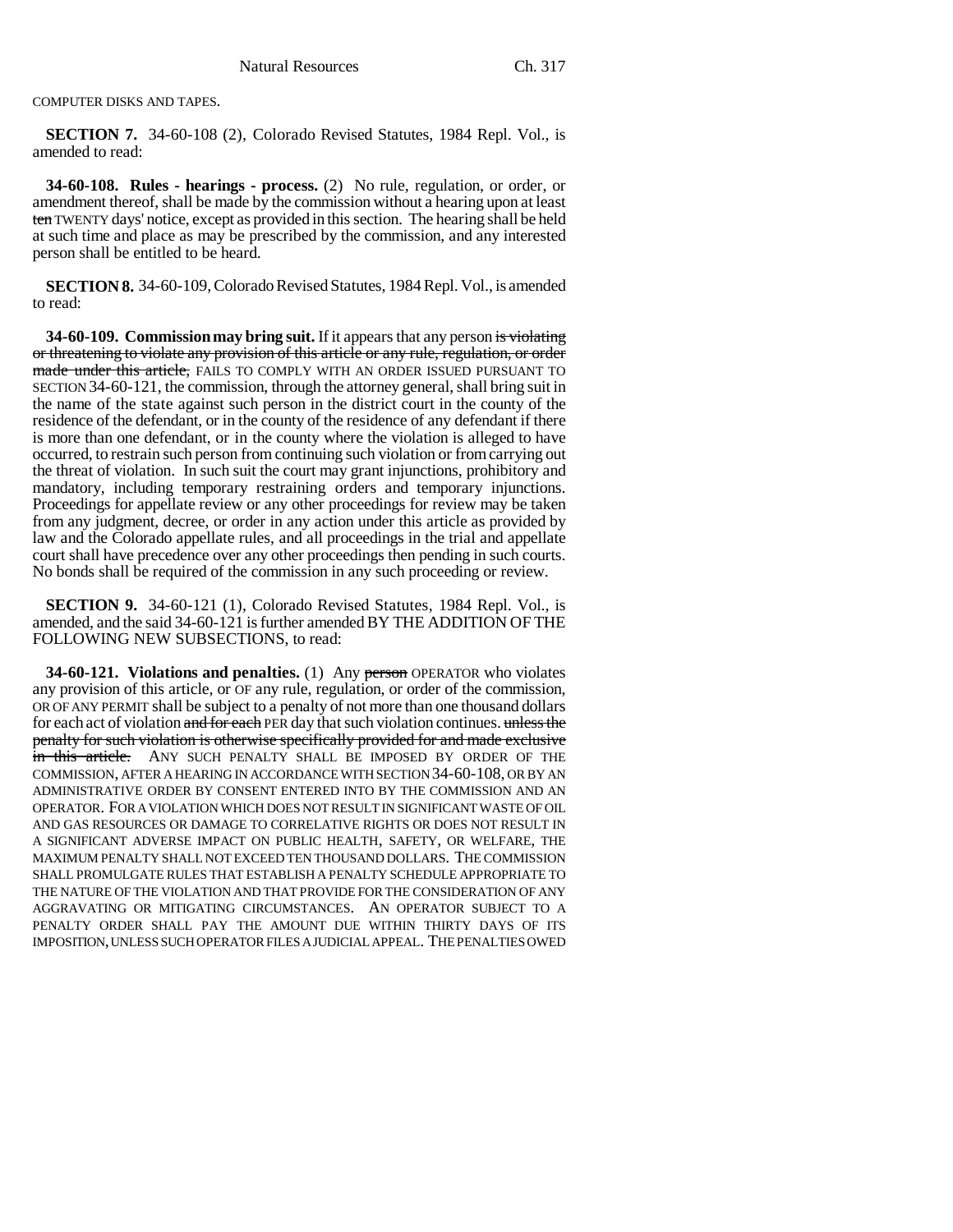COMPUTER DISKS AND TAPES.

**SECTION 7.** 34-60-108 (2), Colorado Revised Statutes, 1984 Repl. Vol., is amended to read:

**34-60-108. Rules - hearings - process.** (2) No rule, regulation, or order, or amendment thereof, shall be made by the commission without a hearing upon at least ~~ten~~ TWENTY days' notice, except as provided in this section. The hearing shall be held at such time and place as may be prescribed by the commission, and any interested person shall be entitled to be heard.

**SECTION 8.** 34-60-109, Colorado Revised Statutes, 1984 Repl. Vol., is amended to read:

**34-60-109. Commission may bring suit.** If it appears that any person ~~is violating or threatening to violate any provision of this article or any rule, regulation, or order made under this article,~~ FAILS TO COMPLY WITH AN ORDER ISSUED PURSUANT TO SECTION 34-60-121, the commission, through the attorney general, shall bring suit in the name of the state against such person in the district court in the county of the residence of the defendant, or in the county of the residence of any defendant if there is more than one defendant, or in the county where the violation is alleged to have occurred, to restrain such person from continuing such violation or from carrying out the threat of violation. In such suit the court may grant injunctions, prohibitory and mandatory, including temporary restraining orders and temporary injunctions. Proceedings for appellate review or any other proceedings for review may be taken from any judgment, decree, or order in any action under this article as provided by law and the Colorado appellate rules, and all proceedings in the trial and appellate court shall have precedence over any other proceedings then pending in such courts. No bonds shall be required of the commission in any such proceeding or review.

**SECTION 9.** 34-60-121 (1), Colorado Revised Statutes, 1984 Repl. Vol., is amended, and the said 34-60-121 is further amended BY THE ADDITION OF THE FOLLOWING NEW SUBSECTIONS, to read:

**34-60-121. Violations and penalties.** (1) Any ~~person~~ OPERATOR who violates any provision of this article, or OF any rule, regulation, or order of the commission, OR OF ANY PERMIT shall be subject to a penalty of not more than one thousand dollars for each act of violation ~~and for each~~ PER day that such violation continues. ~~unless the penalty for such violation is otherwise specifically provided for and made exclusive in this article.~~ ANY SUCH PENALTY SHALL BE IMPOSED BY ORDER OF THE COMMISSION, AFTER A HEARING IN ACCORDANCE WITH SECTION 34-60-108, OR BY AN ADMINISTRATIVE ORDER BY CONSENT ENTERED INTO BY THE COMMISSION AND AN OPERATOR. FOR A VIOLATION WHICH DOES NOT RESULT IN SIGNIFICANT WASTE OF OIL AND GAS RESOURCES OR DAMAGE TO CORRELATIVE RIGHTS OR DOES NOT RESULT IN A SIGNIFICANT ADVERSE IMPACT ON PUBLIC HEALTH, SAFETY, OR WELFARE, THE MAXIMUM PENALTY SHALL NOT EXCEED TEN THOUSAND DOLLARS. THE COMMISSION SHALL PROMULGATE RULES THAT ESTABLISH A PENALTY SCHEDULE APPROPRIATE TO THE NATURE OF THE VIOLATION AND THAT PROVIDE FOR THE CONSIDERATION OF ANY AGGRAVATING OR MITIGATING CIRCUMSTANCES. AN OPERATOR SUBJECT TO A PENALTY ORDER SHALL PAY THE AMOUNT DUE WITHIN THIRTY DAYS OF ITS IMPOSITION, UNLESS SUCH OPERATOR FILES A JUDICIAL APPEAL. THE PENALTIES OWED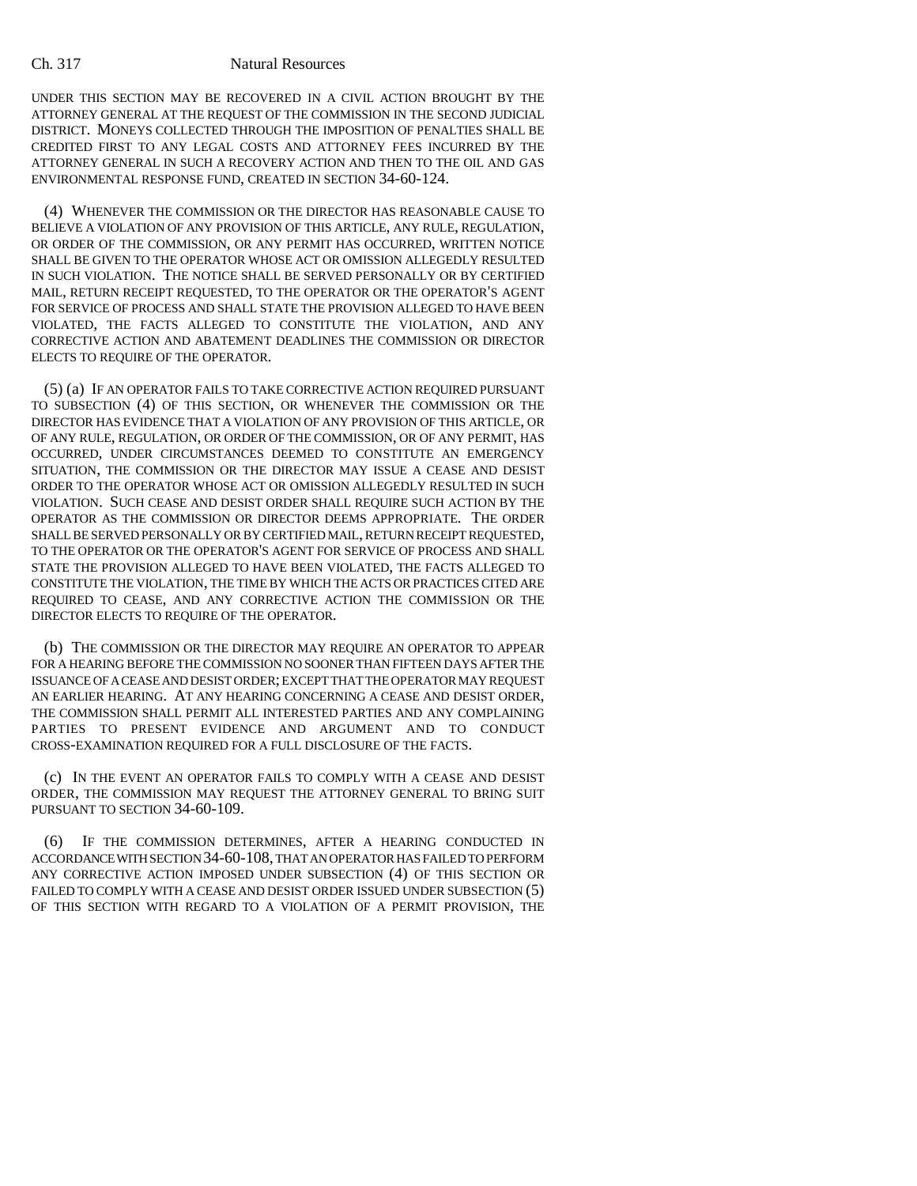UNDER THIS SECTION MAY BE RECOVERED IN A CIVIL ACTION BROUGHT BY THE ATTORNEY GENERAL AT THE REQUEST OF THE COMMISSION IN THE SECOND JUDICIAL DISTRICT. MONEYS COLLECTED THROUGH THE IMPOSITION OF PENALTIES SHALL BE CREDITED FIRST TO ANY LEGAL COSTS AND ATTORNEY FEES INCURRED BY THE ATTORNEY GENERAL IN SUCH A RECOVERY ACTION AND THEN TO THE OIL AND GAS ENVIRONMENTAL RESPONSE FUND, CREATED IN SECTION 34-60-124.

(4) WHENEVER THE COMMISSION OR THE DIRECTOR HAS REASONABLE CAUSE TO BELIEVE A VIOLATION OF ANY PROVISION OF THIS ARTICLE, ANY RULE, REGULATION, OR ORDER OF THE COMMISSION, OR ANY PERMIT HAS OCCURRED, WRITTEN NOTICE SHALL BE GIVEN TO THE OPERATOR WHOSE ACT OR OMISSION ALLEGEDLY RESULTED IN SUCH VIOLATION. THE NOTICE SHALL BE SERVED PERSONALLY OR BY CERTIFIED MAIL, RETURN RECEIPT REQUESTED, TO THE OPERATOR OR THE OPERATOR'S AGENT FOR SERVICE OF PROCESS AND SHALL STATE THE PROVISION ALLEGED TO HAVE BEEN VIOLATED, THE FACTS ALLEGED TO CONSTITUTE THE VIOLATION, AND ANY CORRECTIVE ACTION AND ABATEMENT DEADLINES THE COMMISSION OR DIRECTOR ELECTS TO REQUIRE OF THE OPERATOR.

(5) (a) IF AN OPERATOR FAILS TO TAKE CORRECTIVE ACTION REQUIRED PURSUANT TO SUBSECTION (4) OF THIS SECTION, OR WHENEVER THE COMMISSION OR THE DIRECTOR HAS EVIDENCE THAT A VIOLATION OF ANY PROVISION OF THIS ARTICLE, OR OF ANY RULE, REGULATION, OR ORDER OF THE COMMISSION, OR OF ANY PERMIT, HAS OCCURRED, UNDER CIRCUMSTANCES DEEMED TO CONSTITUTE AN EMERGENCY SITUATION, THE COMMISSION OR THE DIRECTOR MAY ISSUE A CEASE AND DESIST ORDER TO THE OPERATOR WHOSE ACT OR OMISSION ALLEGEDLY RESULTED IN SUCH VIOLATION. SUCH CEASE AND DESIST ORDER SHALL REQUIRE SUCH ACTION BY THE OPERATOR AS THE COMMISSION OR DIRECTOR DEEMS APPROPRIATE. THE ORDER SHALL BE SERVED PERSONALLY OR BY CERTIFIED MAIL, RETURN RECEIPT REQUESTED, TO THE OPERATOR OR THE OPERATOR'S AGENT FOR SERVICE OF PROCESS AND SHALL STATE THE PROVISION ALLEGED TO HAVE BEEN VIOLATED, THE FACTS ALLEGED TO CONSTITUTE THE VIOLATION, THE TIME BY WHICH THE ACTS OR PRACTICES CITED ARE REQUIRED TO CEASE, AND ANY CORRECTIVE ACTION THE COMMISSION OR THE DIRECTOR ELECTS TO REQUIRE OF THE OPERATOR.

(b) THE COMMISSION OR THE DIRECTOR MAY REQUIRE AN OPERATOR TO APPEAR FOR A HEARING BEFORE THE COMMISSION NO SOONER THAN FIFTEEN DAYS AFTER THE ISSUANCE OF A CEASE AND DESIST ORDER; EXCEPT THAT THE OPERATOR MAY REQUEST AN EARLIER HEARING. AT ANY HEARING CONCERNING A CEASE AND DESIST ORDER, THE COMMISSION SHALL PERMIT ALL INTERESTED PARTIES AND ANY COMPLAINING PARTIES TO PRESENT EVIDENCE AND ARGUMENT AND TO CONDUCT CROSS-EXAMINATION REQUIRED FOR A FULL DISCLOSURE OF THE FACTS.

(c) IN THE EVENT AN OPERATOR FAILS TO COMPLY WITH A CEASE AND DESIST ORDER, THE COMMISSION MAY REQUEST THE ATTORNEY GENERAL TO BRING SUIT PURSUANT TO SECTION 34-60-109.

(6) IF THE COMMISSION DETERMINES, AFTER A HEARING CONDUCTED IN ACCORDANCE WITH SECTION 34-60-108, THAT AN OPERATOR HAS FAILED TO PERFORM ANY CORRECTIVE ACTION IMPOSED UNDER SUBSECTION (4) OF THIS SECTION OR FAILED TO COMPLY WITH A CEASE AND DESIST ORDER ISSUED UNDER SUBSECTION (5) OF THIS SECTION WITH REGARD TO A VIOLATION OF A PERMIT PROVISION, THE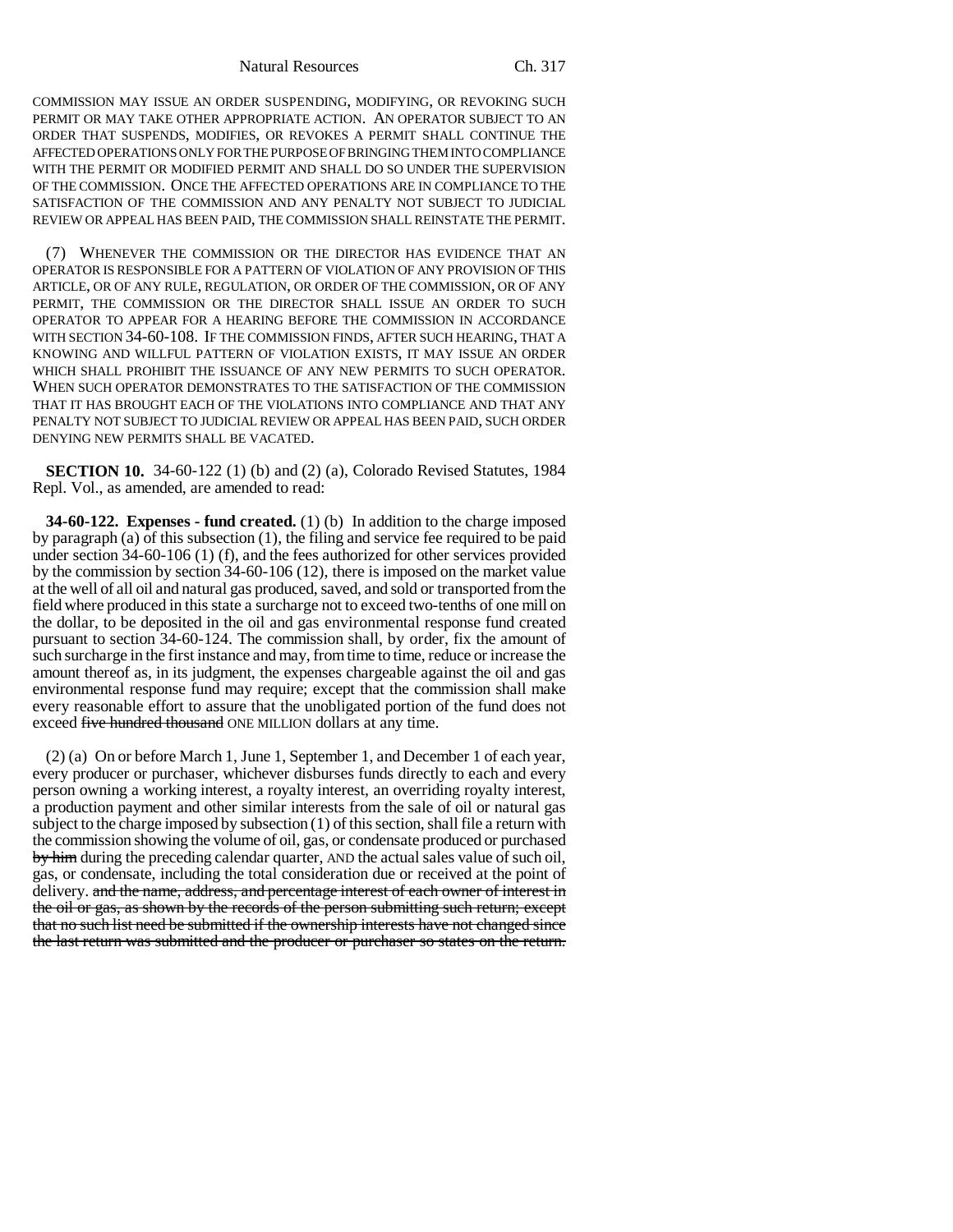COMMISSION MAY ISSUE AN ORDER SUSPENDING, MODIFYING, OR REVOKING SUCH PERMIT OR MAY TAKE OTHER APPROPRIATE ACTION. AN OPERATOR SUBJECT TO AN ORDER THAT SUSPENDS, MODIFIES, OR REVOKES A PERMIT SHALL CONTINUE THE AFFECTED OPERATIONS ONLY FOR THE PURPOSE OF BRINGING THEM INTO COMPLIANCE WITH THE PERMIT OR MODIFIED PERMIT AND SHALL DO SO UNDER THE SUPERVISION OF THE COMMISSION. ONCE THE AFFECTED OPERATIONS ARE IN COMPLIANCE TO THE SATISFACTION OF THE COMMISSION AND ANY PENALTY NOT SUBJECT TO JUDICIAL REVIEW OR APPEAL HAS BEEN PAID, THE COMMISSION SHALL REINSTATE THE PERMIT.

(7) WHENEVER THE COMMISSION OR THE DIRECTOR HAS EVIDENCE THAT AN OPERATOR IS RESPONSIBLE FOR A PATTERN OF VIOLATION OF ANY PROVISION OF THIS ARTICLE, OR OF ANY RULE, REGULATION, OR ORDER OF THE COMMISSION, OR OF ANY PERMIT, THE COMMISSION OR THE DIRECTOR SHALL ISSUE AN ORDER TO SUCH OPERATOR TO APPEAR FOR A HEARING BEFORE THE COMMISSION IN ACCORDANCE WITH SECTION 34-60-108. IF THE COMMISSION FINDS, AFTER SUCH HEARING, THAT A KNOWING AND WILLFUL PATTERN OF VIOLATION EXISTS, IT MAY ISSUE AN ORDER WHICH SHALL PROHIBIT THE ISSUANCE OF ANY NEW PERMITS TO SUCH OPERATOR. WHEN SUCH OPERATOR DEMONSTRATES TO THE SATISFACTION OF THE COMMISSION THAT IT HAS BROUGHT EACH OF THE VIOLATIONS INTO COMPLIANCE AND THAT ANY PENALTY NOT SUBJECT TO JUDICIAL REVIEW OR APPEAL HAS BEEN PAID, SUCH ORDER DENYING NEW PERMITS SHALL BE VACATED.

**SECTION 10.** 34-60-122 (1) (b) and (2) (a), Colorado Revised Statutes, 1984 Repl. Vol., as amended, are amended to read:

**34-60-122. Expenses - fund created.** (1) (b) In addition to the charge imposed by paragraph (a) of this subsection (1), the filing and service fee required to be paid under section 34-60-106 (1) (f), and the fees authorized for other services provided by the commission by section 34-60-106 (12), there is imposed on the market value at the well of all oil and natural gas produced, saved, and sold or transported from the field where produced in this state a surcharge not to exceed two-tenths of one mill on the dollar, to be deposited in the oil and gas environmental response fund created pursuant to section 34-60-124. The commission shall, by order, fix the amount of such surcharge in the first instance and may, from time to time, reduce or increase the amount thereof as, in its judgment, the expenses chargeable against the oil and gas environmental response fund may require; except that the commission shall make every reasonable effort to assure that the unobligated portion of the fund does not exceed ~~five hundred thousand~~ ONE MILLION dollars at any time.

(2) (a) On or before March 1, June 1, September 1, and December 1 of each year, every producer or purchaser, whichever disburses funds directly to each and every person owning a working interest, a royalty interest, an overriding royalty interest, a production payment and other similar interests from the sale of oil or natural gas subject to the charge imposed by subsection (1) of this section, shall file a return with the commission showing the volume of oil, gas, or condensate produced or purchased ~~by him~~ during the preceding calendar quarter, AND the actual sales value of such oil, gas, or condensate, including the total consideration due or received at the point of delivery. ~~and the name, address, and percentage interest of each owner of interest in the oil or gas, as shown by the records of the person submitting such return; except that no such list need be submitted if the ownership interests have not changed since the last return was submitted and the producer or purchaser so states on the return.~~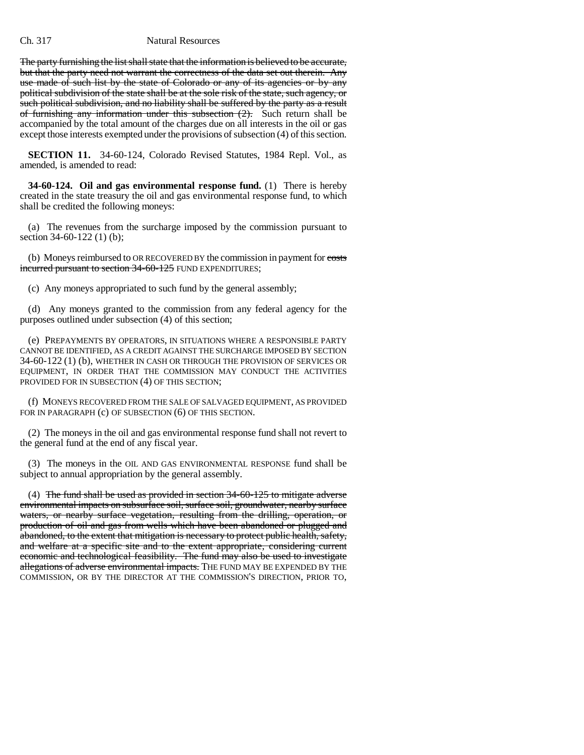~~The party furnishing the list shall state that the information is believed to be accurate, but that the party need not warrant the correctness of the data set out therein. Any use made of such list by the state of Colorado or any of its agencies or by any political subdivision of the state shall be at the sole risk of the state, such agency, or such political subdivision, and no liability shall be suffered by the party as a result of furnishing any information under this subsection (2).~~ Such return shall be accompanied by the total amount of the charges due on all interests in the oil or gas except those interests exempted under the provisions of subsection (4) of this section.

**SECTION 11.** 34-60-124, Colorado Revised Statutes, 1984 Repl. Vol., as amended, is amended to read:

**34-60-124. Oil and gas environmental response fund.** (1) There is hereby created in the state treasury the oil and gas environmental response fund, to which shall be credited the following moneys:

(a) The revenues from the surcharge imposed by the commission pursuant to section 34-60-122 (1) (b);

(b) Moneys reimbursed to OR RECOVERED BY the commission in payment for ~~costs incurred pursuant to section 34-60-125~~ FUND EXPENDITURES;

(c) Any moneys appropriated to such fund by the general assembly;

(d) Any moneys granted to the commission from any federal agency for the purposes outlined under subsection (4) of this section;

(e) PREPAYMENTS BY OPERATORS, IN SITUATIONS WHERE A RESPONSIBLE PARTY CANNOT BE IDENTIFIED, AS A CREDIT AGAINST THE SURCHARGE IMPOSED BY SECTION 34-60-122 (1) (b), WHETHER IN CASH OR THROUGH THE PROVISION OF SERVICES OR EQUIPMENT, IN ORDER THAT THE COMMISSION MAY CONDUCT THE ACTIVITIES PROVIDED FOR IN SUBSECTION (4) OF THIS SECTION;

(f) MONEYS RECOVERED FROM THE SALE OF SALVAGED EQUIPMENT, AS PROVIDED FOR IN PARAGRAPH (c) OF SUBSECTION (6) OF THIS SECTION.

(2) The moneys in the oil and gas environmental response fund shall not revert to the general fund at the end of any fiscal year.

(3) The moneys in the OIL AND GAS ENVIRONMENTAL RESPONSE fund shall be subject to annual appropriation by the general assembly.

(4) ~~The fund shall be used as provided in section 34-60-125 to mitigate adverse environmental impacts on subsurface soil, surface soil, groundwater, nearby surface waters, or nearby surface vegetation, resulting from the drilling, operation, or production of oil and gas from wells which have been abandoned or plugged and abandoned, to the extent that mitigation is necessary to protect public health, safety, and welfare at a specific site and to the extent appropriate, considering current economic and technological feasibility. The fund may also be used to investigate allegations of adverse environmental impacts.~~ THE FUND MAY BE EXPENDED BY THE COMMISSION, OR BY THE DIRECTOR AT THE COMMISSION'S DIRECTION, PRIOR TO,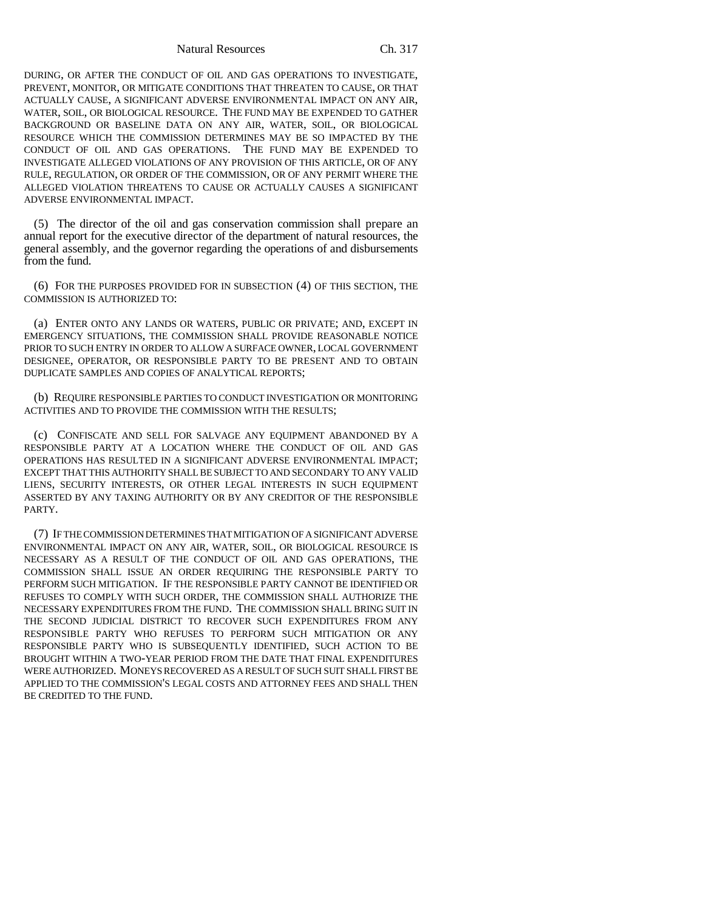DURING, OR AFTER THE CONDUCT OF OIL AND GAS OPERATIONS TO INVESTIGATE, PREVENT, MONITOR, OR MITIGATE CONDITIONS THAT THREATEN TO CAUSE, OR THAT ACTUALLY CAUSE, A SIGNIFICANT ADVERSE ENVIRONMENTAL IMPACT ON ANY AIR, WATER, SOIL, OR BIOLOGICAL RESOURCE. THE FUND MAY BE EXPENDED TO GATHER BACKGROUND OR BASELINE DATA ON ANY AIR, WATER, SOIL, OR BIOLOGICAL RESOURCE WHICH THE COMMISSION DETERMINES MAY BE SO IMPACTED BY THE CONDUCT OF OIL AND GAS OPERATIONS. THE FUND MAY BE EXPENDED TO INVESTIGATE ALLEGED VIOLATIONS OF ANY PROVISION OF THIS ARTICLE, OR OF ANY RULE, REGULATION, OR ORDER OF THE COMMISSION, OR OF ANY PERMIT WHERE THE ALLEGED VIOLATION THREATENS TO CAUSE OR ACTUALLY CAUSES A SIGNIFICANT ADVERSE ENVIRONMENTAL IMPACT.

(5) The director of the oil and gas conservation commission shall prepare an annual report for the executive director of the department of natural resources, the general assembly, and the governor regarding the operations of and disbursements from the fund.

(6) FOR THE PURPOSES PROVIDED FOR IN SUBSECTION (4) OF THIS SECTION, THE COMMISSION IS AUTHORIZED TO:

(a) ENTER ONTO ANY LANDS OR WATERS, PUBLIC OR PRIVATE; AND, EXCEPT IN EMERGENCY SITUATIONS, THE COMMISSION SHALL PROVIDE REASONABLE NOTICE PRIOR TO SUCH ENTRY IN ORDER TO ALLOW A SURFACE OWNER, LOCAL GOVERNMENT DESIGNEE, OPERATOR, OR RESPONSIBLE PARTY TO BE PRESENT AND TO OBTAIN DUPLICATE SAMPLES AND COPIES OF ANALYTICAL REPORTS;

(b) REQUIRE RESPONSIBLE PARTIES TO CONDUCT INVESTIGATION OR MONITORING ACTIVITIES AND TO PROVIDE THE COMMISSION WITH THE RESULTS;

(c) CONFISCATE AND SELL FOR SALVAGE ANY EQUIPMENT ABANDONED BY A RESPONSIBLE PARTY AT A LOCATION WHERE THE CONDUCT OF OIL AND GAS OPERATIONS HAS RESULTED IN A SIGNIFICANT ADVERSE ENVIRONMENTAL IMPACT; EXCEPT THAT THIS AUTHORITY SHALL BE SUBJECT TO AND SECONDARY TO ANY VALID LIENS, SECURITY INTERESTS, OR OTHER LEGAL INTERESTS IN SUCH EQUIPMENT ASSERTED BY ANY TAXING AUTHORITY OR BY ANY CREDITOR OF THE RESPONSIBLE PARTY.

(7) IF THE COMMISSION DETERMINES THAT MITIGATION OF A SIGNIFICANT ADVERSE ENVIRONMENTAL IMPACT ON ANY AIR, WATER, SOIL, OR BIOLOGICAL RESOURCE IS NECESSARY AS A RESULT OF THE CONDUCT OF OIL AND GAS OPERATIONS, THE COMMISSION SHALL ISSUE AN ORDER REQUIRING THE RESPONSIBLE PARTY TO PERFORM SUCH MITIGATION. IF THE RESPONSIBLE PARTY CANNOT BE IDENTIFIED OR REFUSES TO COMPLY WITH SUCH ORDER, THE COMMISSION SHALL AUTHORIZE THE NECESSARY EXPENDITURES FROM THE FUND. THE COMMISSION SHALL BRING SUIT IN THE SECOND JUDICIAL DISTRICT TO RECOVER SUCH EXPENDITURES FROM ANY RESPONSIBLE PARTY WHO REFUSES TO PERFORM SUCH MITIGATION OR ANY RESPONSIBLE PARTY WHO IS SUBSEQUENTLY IDENTIFIED, SUCH ACTION TO BE BROUGHT WITHIN A TWO-YEAR PERIOD FROM THE DATE THAT FINAL EXPENDITURES WERE AUTHORIZED. MONEYS RECOVERED AS A RESULT OF SUCH SUIT SHALL FIRST BE APPLIED TO THE COMMISSION'S LEGAL COSTS AND ATTORNEY FEES AND SHALL THEN BE CREDITED TO THE FUND.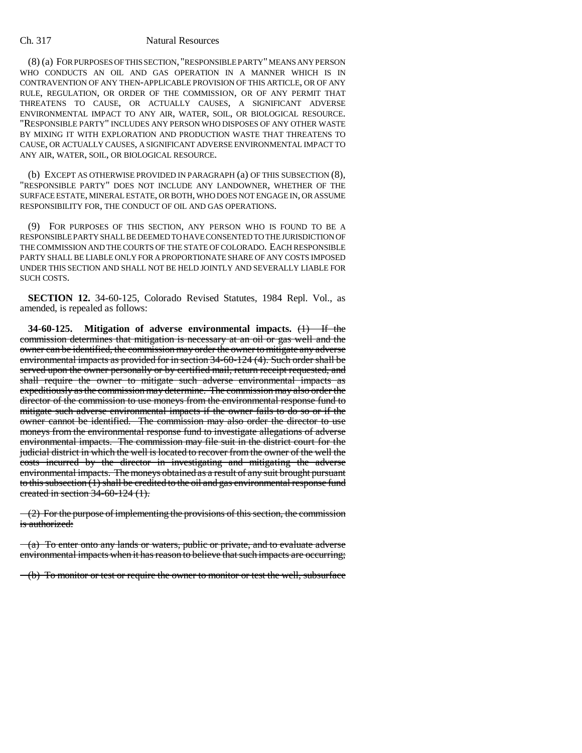(8) (a) FOR PURPOSES OF THIS SECTION, "RESPONSIBLE PARTY" MEANS ANY PERSON WHO CONDUCTS AN OIL AND GAS OPERATION IN A MANNER WHICH IS IN CONTRAVENTION OF ANY THEN-APPLICABLE PROVISION OF THIS ARTICLE, OR OF ANY RULE, REGULATION, OR ORDER OF THE COMMISSION, OR OF ANY PERMIT THAT THREATENS TO CAUSE, OR ACTUALLY CAUSES, A SIGNIFICANT ADVERSE ENVIRONMENTAL IMPACT TO ANY AIR, WATER, SOIL, OR BIOLOGICAL RESOURCE. "RESPONSIBLE PARTY" INCLUDES ANY PERSON WHO DISPOSES OF ANY OTHER WASTE BY MIXING IT WITH EXPLORATION AND PRODUCTION WASTE THAT THREATENS TO CAUSE, OR ACTUALLY CAUSES, A SIGNIFICANT ADVERSE ENVIRONMENTAL IMPACT TO ANY AIR, WATER, SOIL, OR BIOLOGICAL RESOURCE.

(b) EXCEPT AS OTHERWISE PROVIDED IN PARAGRAPH (a) OF THIS SUBSECTION (8), "RESPONSIBLE PARTY" DOES NOT INCLUDE ANY LANDOWNER, WHETHER OF THE SURFACE ESTATE, MINERAL ESTATE, OR BOTH, WHO DOES NOT ENGAGE IN, OR ASSUME RESPONSIBILITY FOR, THE CONDUCT OF OIL AND GAS OPERATIONS.

(9) FOR PURPOSES OF THIS SECTION, ANY PERSON WHO IS FOUND TO BE A RESPONSIBLE PARTY SHALL BE DEEMED TO HAVE CONSENTED TO THE JURISDICTION OF THE COMMISSION AND THE COURTS OF THE STATE OF COLORADO. EACH RESPONSIBLE PARTY SHALL BE LIABLE ONLY FOR A PROPORTIONATE SHARE OF ANY COSTS IMPOSED UNDER THIS SECTION AND SHALL NOT BE HELD JOINTLY AND SEVERALLY LIABLE FOR SUCH COSTS.

**SECTION 12.** 34-60-125, Colorado Revised Statutes, 1984 Repl. Vol., as amended, is repealed as follows:

**34-60-125. Mitigation of adverse environmental impacts.** ~~(1) If the commission determines that mitigation is necessary at an oil or gas well and the owner can be identified, the commission may order the owner to mitigate any adverse environmental impacts as provided for in section 34-60-124 (4). Such order shall be served upon the owner personally or by certified mail, return receipt requested, and shall require the owner to mitigate such adverse environmental impacts as expeditiously as the commission may determine. The commission may also order the director of the commission to use moneys from the environmental response fund to mitigate such adverse environmental impacts if the owner fails to do so or if the owner cannot be identified. The commission may also order the director to use moneys from the environmental response fund to investigate allegations of adverse environmental impacts. The commission may file suit in the district court for the judicial district in which the well is located to recover from the owner of the well the costs incurred by the director in investigating and mitigating the adverse environmental impacts. The moneys obtained as a result of any suit brought pursuant to this subsection (1) shall be credited to the oil and gas environmental response fund created in section 34-60-124 (1).~~

~~(2) For the purpose of implementing the provisions of this section, the commission is authorized:~~

~~(a) To enter onto any lands or waters, public or private, and to evaluate adverse environmental impacts when it has reason to believe that such impacts are occurring;~~

~~(b) To monitor or test or require the owner to monitor or test the well, subsurface~~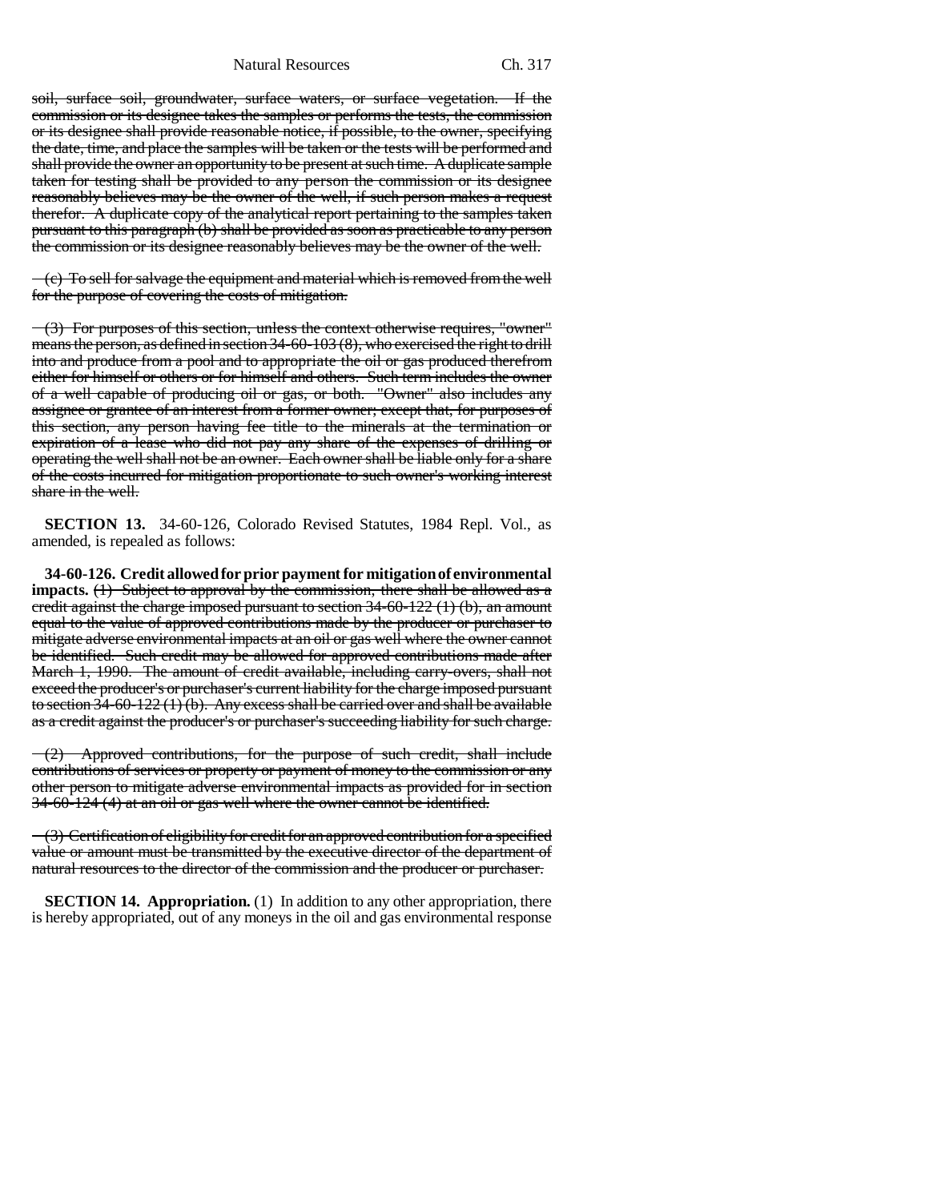soil, surface soil, groundwater, surface waters, or surface vegetation. If the commission or its designee takes the samples or performs the tests, the commission or its designee shall provide reasonable notice, if possible, to the owner, specifying the date, time, and place the samples will be taken or the tests will be performed and shall provide the owner an opportunity to be present at such time. A duplicate sample taken for testing shall be provided to any person the commission or its designee reasonably believes may be the owner of the well, if such person makes a request therefor. A duplicate copy of the analytical report pertaining to the samples taken pursuant to this paragraph (b) shall be provided as soon as practicable to any person the commission or its designee reasonably believes may be the owner of the well.

(c) To sell for salvage the equipment and material which is removed from the well for the purpose of covering the costs of mitigation.

(3) For purposes of this section, unless the context otherwise requires, "owner" means the person, as defined in section 34-60-103 (8), who exercised the right to drill into and produce from a pool and to appropriate the oil or gas produced therefrom either for himself or others or for himself and others. Such term includes the owner of a well capable of producing oil or gas, or both. "Owner" also includes any assignee or grantee of an interest from a former owner; except that, for purposes of this section, any person having fee title to the minerals at the termination or expiration of a lease who did not pay any share of the expenses of drilling or operating the well shall not be an owner. Each owner shall be liable only for a share of the costs incurred for mitigation proportionate to such owner's working interest share in the well.

**SECTION 13.** 34-60-126, Colorado Revised Statutes, 1984 Repl. Vol., as amended, is repealed as follows:

**34-60-126. Credit allowed for prior payment for mitigation of environmental impacts.** (1) Subject to approval by the commission, there shall be allowed as a credit against the charge imposed pursuant to section 34-60-122 (1) (b), an amount equal to the value of approved contributions made by the producer or purchaser to mitigate adverse environmental impacts at an oil or gas well where the owner cannot be identified. Such credit may be allowed for approved contributions made after March 1, 1990. The amount of credit available, including carry-overs, shall not exceed the producer's or purchaser's current liability for the charge imposed pursuant to section 34-60-122 (1) (b). Any excess shall be carried over and shall be available as a credit against the producer's or purchaser's succeeding liability for such charge.

(2) Approved contributions, for the purpose of such credit, shall include contributions of services or property or payment of money to the commission or any other person to mitigate adverse environmental impacts as provided for in section 34-60-124 (4) at an oil or gas well where the owner cannot be identified.

(3) Certification of eligibility for credit for an approved contribution for a specified value or amount must be transmitted by the executive director of the department of natural resources to the director of the commission and the producer or purchaser.

**SECTION 14. Appropriation.** (1) In addition to any other appropriation, there is hereby appropriated, out of any moneys in the oil and gas environmental response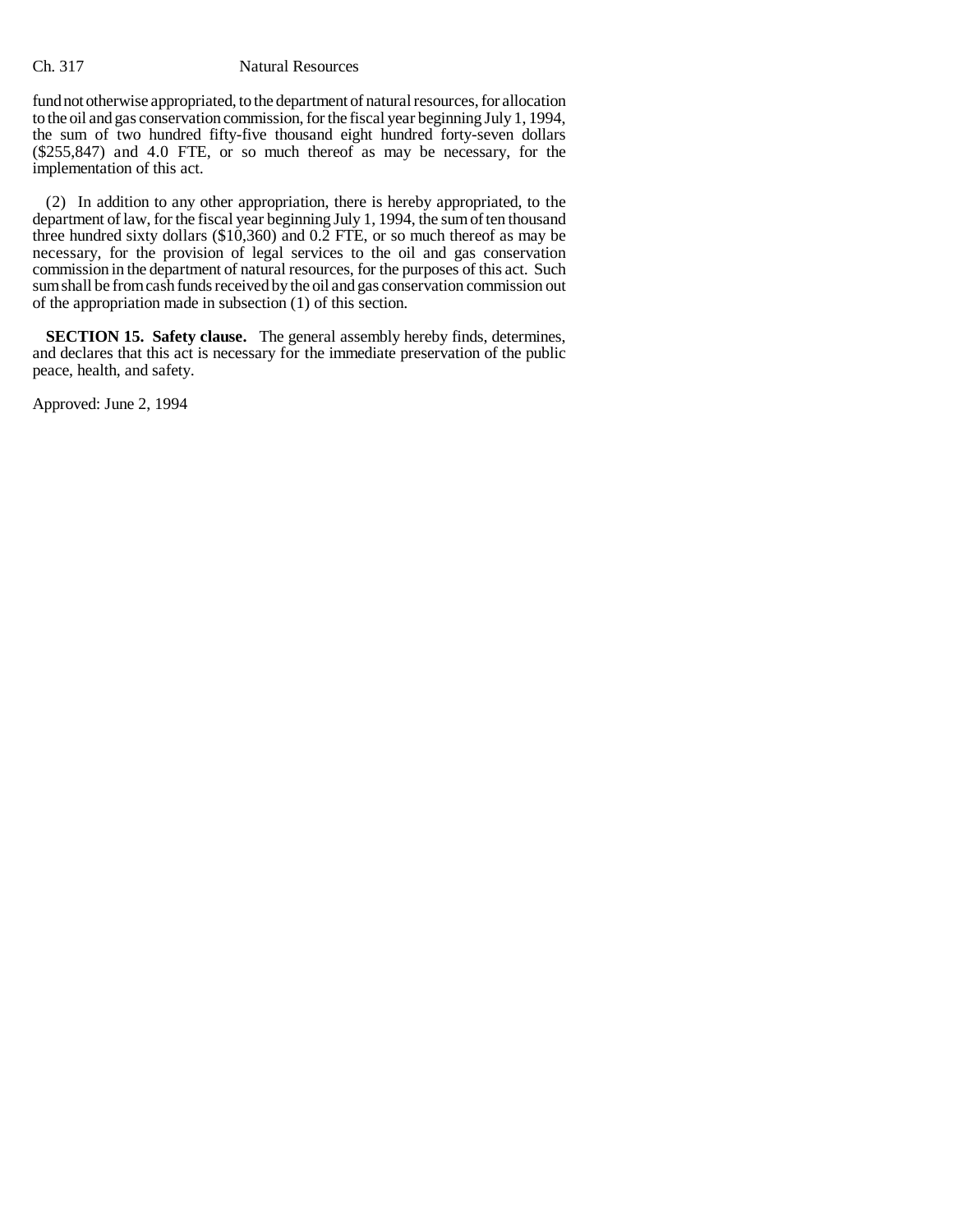fund not otherwise appropriated, to the department of natural resources, for allocation to the oil and gas conservation commission, for the fiscal year beginning July 1, 1994, the sum of two hundred fifty-five thousand eight hundred forty-seven dollars ($255,847) and 4.0 FTE, or so much thereof as may be necessary, for the implementation of this act.

(2) In addition to any other appropriation, there is hereby appropriated, to the department of law, for the fiscal year beginning July 1, 1994, the sum of ten thousand three hundred sixty dollars ($10,360) and 0.2 FTE, or so much thereof as may be necessary, for the provision of legal services to the oil and gas conservation commission in the department of natural resources, for the purposes of this act. Such sum shall be from cash funds received by the oil and gas conservation commission out of the appropriation made in subsection (1) of this section.

**SECTION 15. Safety clause.** The general assembly hereby finds, determines, and declares that this act is necessary for the immediate preservation of the public peace, health, and safety.

Approved: June 2, 1994